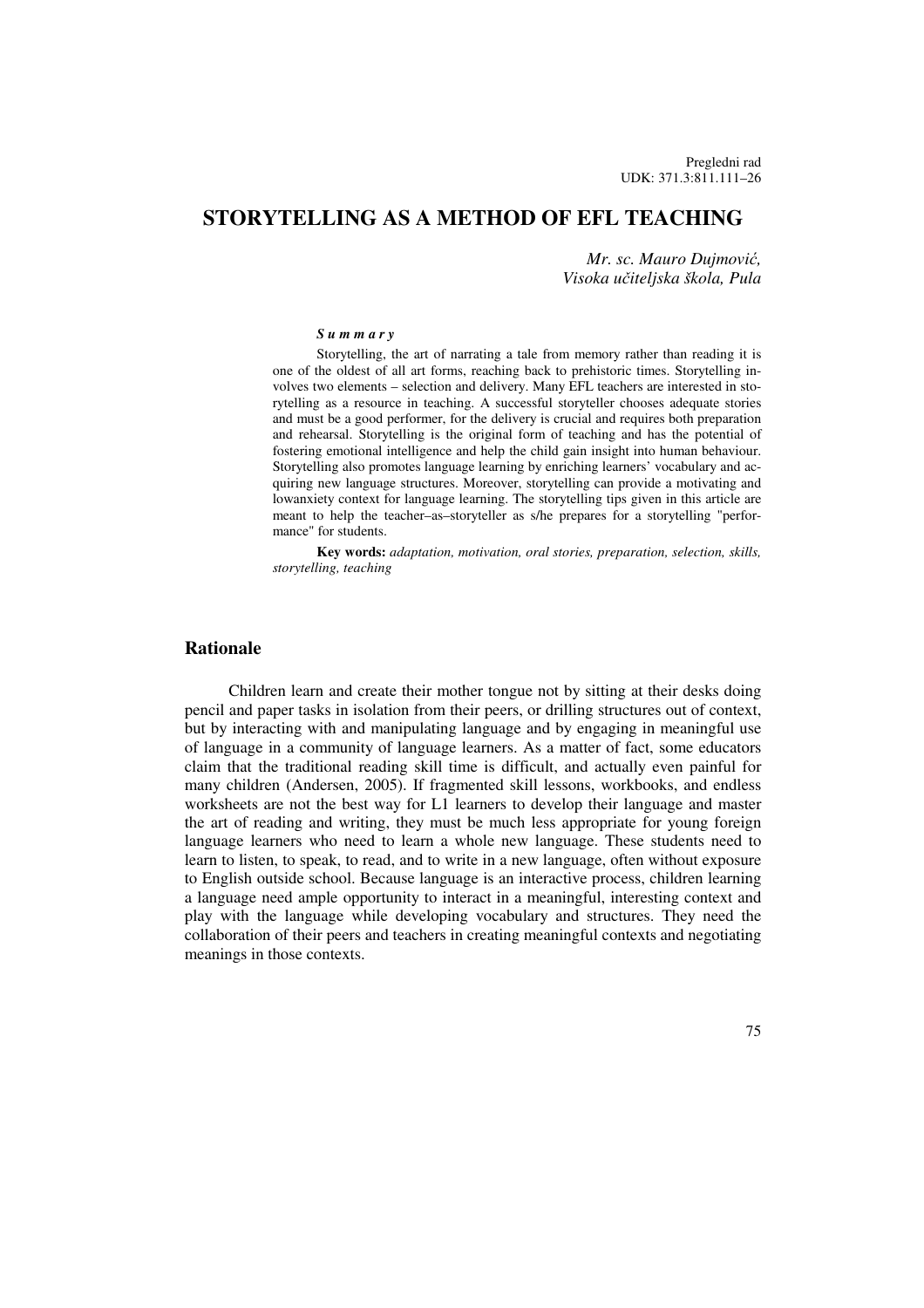Pregledni rad
UDK: 371.3:811.111–26

# STORYTELLING AS A METHOD OF EFL TEACHING

*Mr. sc. Mauro Dujmović,*
*Visoka učiteljska škola, Pula*

***Summary***

Storytelling, the art of narrating a tale from memory rather than reading it is one of the oldest of all art forms, reaching back to prehistoric times. Storytelling involves two elements – selection and delivery. Many EFL teachers are interested in storytelling as a resource in teaching. A successful storyteller chooses adequate stories and must be a good performer, for the delivery is crucial and requires both preparation and rehearsal. Storytelling is the original form of teaching and has the potential of fostering emotional intelligence and help the child gain insight into human behaviour. Storytelling also promotes language learning by enriching learners' vocabulary and acquiring new language structures. Moreover, storytelling can provide a motivating and lowanxiety context for language learning. The storytelling tips given in this article are meant to help the teacher–as–storyteller as s/he prepares for a storytelling "performance" for students.

**Key words:** *adaptation, motivation, oral stories, preparation, selection, skills, storytelling, teaching*

## Rationale

Children learn and create their mother tongue not by sitting at their desks doing pencil and paper tasks in isolation from their peers, or drilling structures out of context, but by interacting with and manipulating language and by engaging in meaningful use of language in a community of language learners. As a matter of fact, some educators claim that the traditional reading skill time is difficult, and actually even painful for many children (Andersen, 2005). If fragmented skill lessons, workbooks, and endless worksheets are not the best way for L1 learners to develop their language and master the art of reading and writing, they must be much less appropriate for young foreign language learners who need to learn a whole new language. These students need to learn to listen, to speak, to read, and to write in a new language, often without exposure to English outside school. Because language is an interactive process, children learning a language need ample opportunity to interact in a meaningful, interesting context and play with the language while developing vocabulary and structures. They need the collaboration of their peers and teachers in creating meaningful contexts and negotiating meanings in those contexts.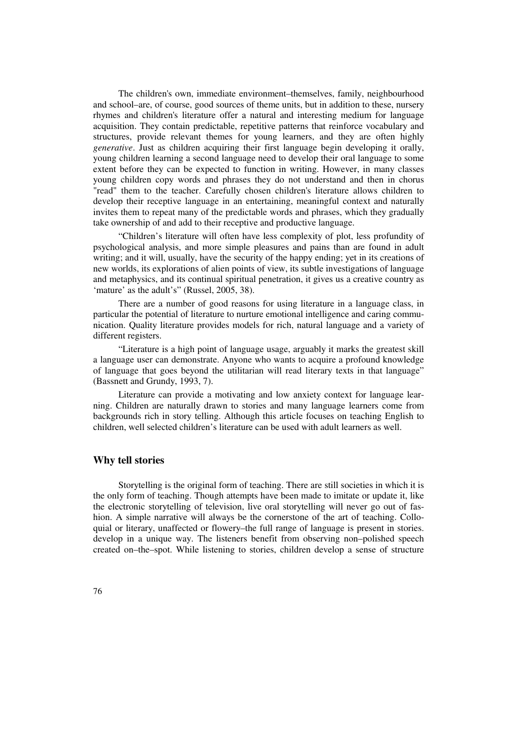The children's own, immediate environment–themselves, family, neighbourhood and school–are, of course, good sources of theme units, but in addition to these, nursery rhymes and children's literature offer a natural and interesting medium for language acquisition. They contain predictable, repetitive patterns that reinforce vocabulary and structures, provide relevant themes for young learners, and they are often highly *generative*. Just as children acquiring their first language begin developing it orally, young children learning a second language need to develop their oral language to some extent before they can be expected to function in writing. However, in many classes young children copy words and phrases they do not understand and then in chorus "read" them to the teacher. Carefully chosen children's literature allows children to develop their receptive language in an entertaining, meaningful context and naturally invites them to repeat many of the predictable words and phrases, which they gradually take ownership of and add to their receptive and productive language.

"Children's literature will often have less complexity of plot, less profundity of psychological analysis, and more simple pleasures and pains than are found in adult writing; and it will, usually, have the security of the happy ending; yet in its creations of new worlds, its explorations of alien points of view, its subtle investigations of language and metaphysics, and its continual spiritual penetration, it gives us a creative country as 'mature' as the adult's" (Russel, 2005, 38).

There are a number of good reasons for using literature in a language class, in particular the potential of literature to nurture emotional intelligence and caring communication. Quality literature provides models for rich, natural language and a variety of different registers.

"Literature is a high point of language usage, arguably it marks the greatest skill a language user can demonstrate. Anyone who wants to acquire a profound knowledge of language that goes beyond the utilitarian will read literary texts in that language" (Bassnett and Grundy, 1993, 7).

Literature can provide a motivating and low anxiety context for language learning. Children are naturally drawn to stories and many language learners come from backgrounds rich in story telling. Although this article focuses on teaching English to children, well selected children's literature can be used with adult learners as well.

## Why tell stories

Storytelling is the original form of teaching. There are still societies in which it is the only form of teaching. Though attempts have been made to imitate or update it, like the electronic storytelling of television, live oral storytelling will never go out of fashion. A simple narrative will always be the cornerstone of the art of teaching. Colloquial or literary, unaffected or flowery–the full range of language is present in stories. develop in a unique way. The listeners benefit from observing non–polished speech created on–the–spot. While listening to stories, children develop a sense of structure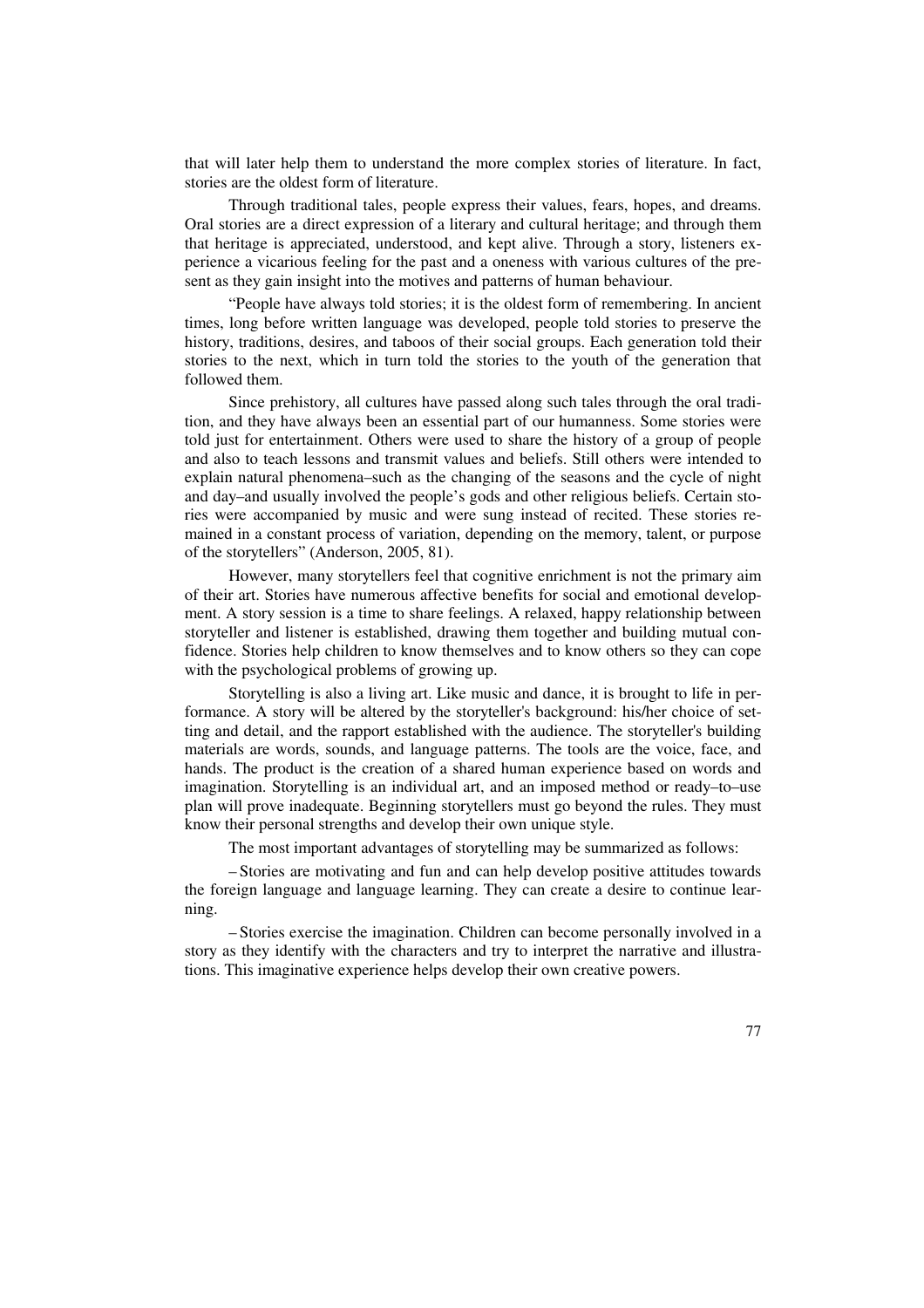that will later help them to understand the more complex stories of literature. In fact, stories are the oldest form of literature.

Through traditional tales, people express their values, fears, hopes, and dreams. Oral stories are a direct expression of a literary and cultural heritage; and through them that heritage is appreciated, understood, and kept alive. Through a story, listeners experience a vicarious feeling for the past and a oneness with various cultures of the present as they gain insight into the motives and patterns of human behaviour.

"People have always told stories; it is the oldest form of remembering. In ancient times, long before written language was developed, people told stories to preserve the history, traditions, desires, and taboos of their social groups. Each generation told their stories to the next, which in turn told the stories to the youth of the generation that followed them.

Since prehistory, all cultures have passed along such tales through the oral tradition, and they have always been an essential part of our humanness. Some stories were told just for entertainment. Others were used to share the history of a group of people and also to teach lessons and transmit values and beliefs. Still others were intended to explain natural phenomena–such as the changing of the seasons and the cycle of night and day–and usually involved the people's gods and other religious beliefs. Certain stories were accompanied by music and were sung instead of recited. These stories remained in a constant process of variation, depending on the memory, talent, or purpose of the storytellers" (Anderson, 2005, 81).

However, many storytellers feel that cognitive enrichment is not the primary aim of their art. Stories have numerous affective benefits for social and emotional development. A story session is a time to share feelings. A relaxed, happy relationship between storyteller and listener is established, drawing them together and building mutual confidence. Stories help children to know themselves and to know others so they can cope with the psychological problems of growing up.

Storytelling is also a living art. Like music and dance, it is brought to life in performance. A story will be altered by the storyteller's background: his/her choice of setting and detail, and the rapport established with the audience. The storyteller's building materials are words, sounds, and language patterns. The tools are the voice, face, and hands. The product is the creation of a shared human experience based on words and imagination. Storytelling is an individual art, and an imposed method or ready–to–use plan will prove inadequate. Beginning storytellers must go beyond the rules. They must know their personal strengths and develop their own unique style.

The most important advantages of storytelling may be summarized as follows:

– Stories are motivating and fun and can help develop positive attitudes towards the foreign language and language learning. They can create a desire to continue learning.

– Stories exercise the imagination. Children can become personally involved in a story as they identify with the characters and try to interpret the narrative and illustrations. This imaginative experience helps develop their own creative powers.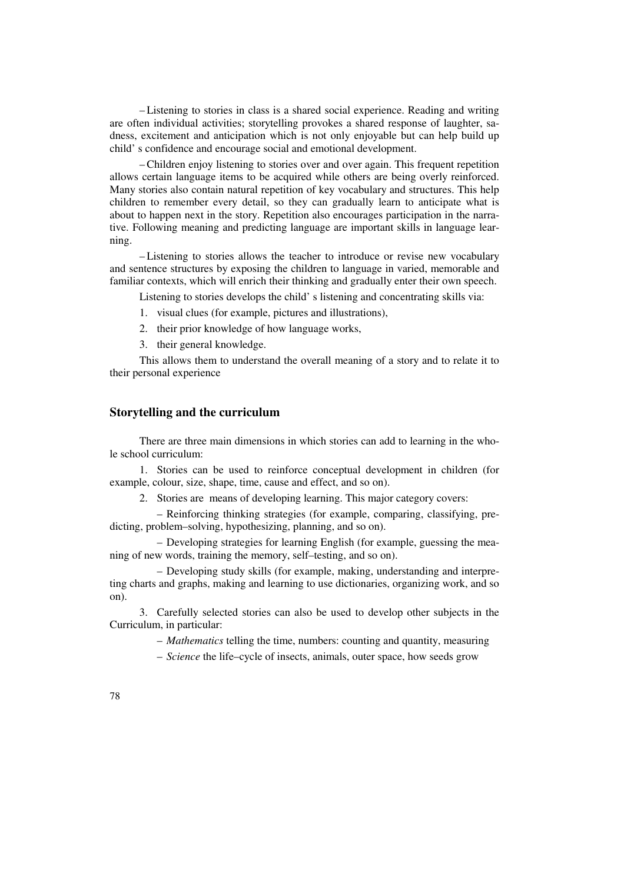– Listening to stories in class is a shared social experience. Reading and writing are often individual activities; storytelling provokes a shared response of laughter, sadness, excitement and anticipation which is not only enjoyable but can help build up child' s confidence and encourage social and emotional development.

– Children enjoy listening to stories over and over again. This frequent repetition allows certain language items to be acquired while others are being overly reinforced. Many stories also contain natural repetition of key vocabulary and structures. This help children to remember every detail, so they can gradually learn to anticipate what is about to happen next in the story. Repetition also encourages participation in the narrative. Following meaning and predicting language are important skills in language learning.

– Listening to stories allows the teacher to introduce or revise new vocabulary and sentence structures by exposing the children to language in varied, memorable and familiar contexts, which will enrich their thinking and gradually enter their own speech.

Listening to stories develops the child' s listening and concentrating skills via:

1. visual clues (for example, pictures and illustrations),
2. their prior knowledge of how language works,
3. their general knowledge.

This allows them to understand the overall meaning of a story and to relate it to their personal experience

## Storytelling and the curriculum

There are three main dimensions in which stories can add to learning in the whole school curriculum:

1. Stories can be used to reinforce conceptual development in children (for example, colour, size, shape, time, cause and effect, and so on).

2. Stories are means of developing learning. This major category covers:

   – Reinforcing thinking strategies (for example, comparing, classifying, predicting, problem–solving, hypothesizing, planning, and so on).

   – Developing strategies for learning English (for example, guessing the meaning of new words, training the memory, self–testing, and so on).

   – Developing study skills (for example, making, understanding and interpreting charts and graphs, making and learning to use dictionaries, organizing work, and so on).

3. Carefully selected stories can also be used to develop other subjects in the Curriculum, in particular:

   – *Mathematics* telling the time, numbers: counting and quantity, measuring

   – *Science* the life–cycle of insects, animals, outer space, how seeds grow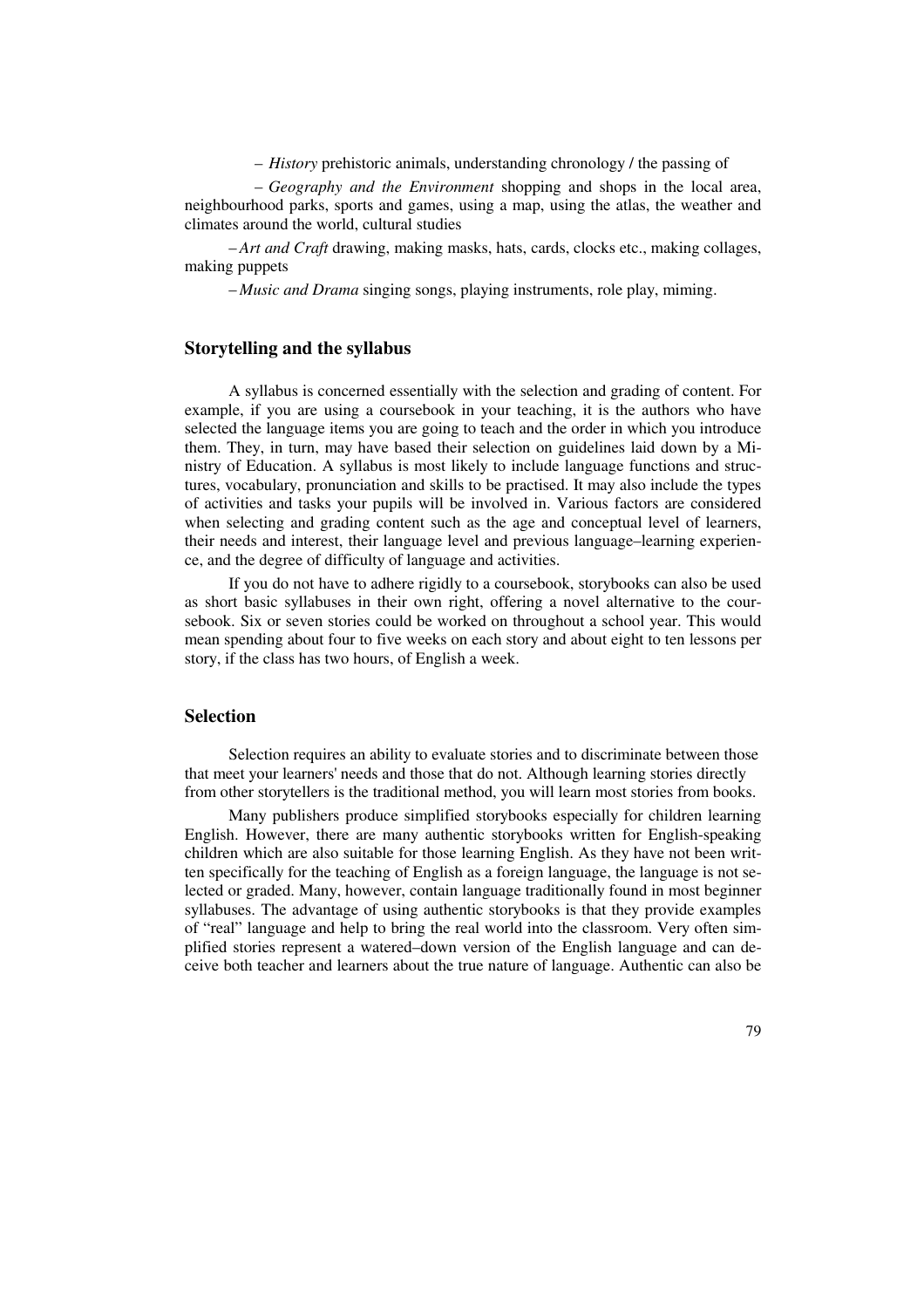– *History* prehistoric animals, understanding chronology / the passing of

– *Geography and the Environment* shopping and shops in the local area, neighbourhood parks, sports and games, using a map, using the atlas, the weather and climates around the world, cultural studies

– *Art and Craft* drawing, making masks, hats, cards, clocks etc., making collages, making puppets

– *Music and Drama* singing songs, playing instruments, role play, miming.

## Storytelling and the syllabus

A syllabus is concerned essentially with the selection and grading of content. For example, if you are using a coursebook in your teaching, it is the authors who have selected the language items you are going to teach and the order in which you introduce them. They, in turn, may have based their selection on guidelines laid down by a Ministry of Education. A syllabus is most likely to include language functions and structures, vocabulary, pronunciation and skills to be practised. It may also include the types of activities and tasks your pupils will be involved in. Various factors are considered when selecting and grading content such as the age and conceptual level of learners, their needs and interest, their language level and previous language–learning experience, and the degree of difficulty of language and activities.

If you do not have to adhere rigidly to a coursebook, storybooks can also be used as short basic syllabuses in their own right, offering a novel alternative to the coursebook. Six or seven stories could be worked on throughout a school year. This would mean spending about four to five weeks on each story and about eight to ten lessons per story, if the class has two hours, of English a week.

## Selection

Selection requires an ability to evaluate stories and to discriminate between those that meet your learners' needs and those that do not. Although learning stories directly from other storytellers is the traditional method, you will learn most stories from books.

Many publishers produce simplified storybooks especially for children learning English. However, there are many authentic storybooks written for English-speaking children which are also suitable for those learning English. As they have not been written specifically for the teaching of English as a foreign language, the language is not selected or graded. Many, however, contain language traditionally found in most beginner syllabuses. The advantage of using authentic storybooks is that they provide examples of "real" language and help to bring the real world into the classroom. Very often simplified stories represent a watered–down version of the English language and can deceive both teacher and learners about the true nature of language. Authentic can also be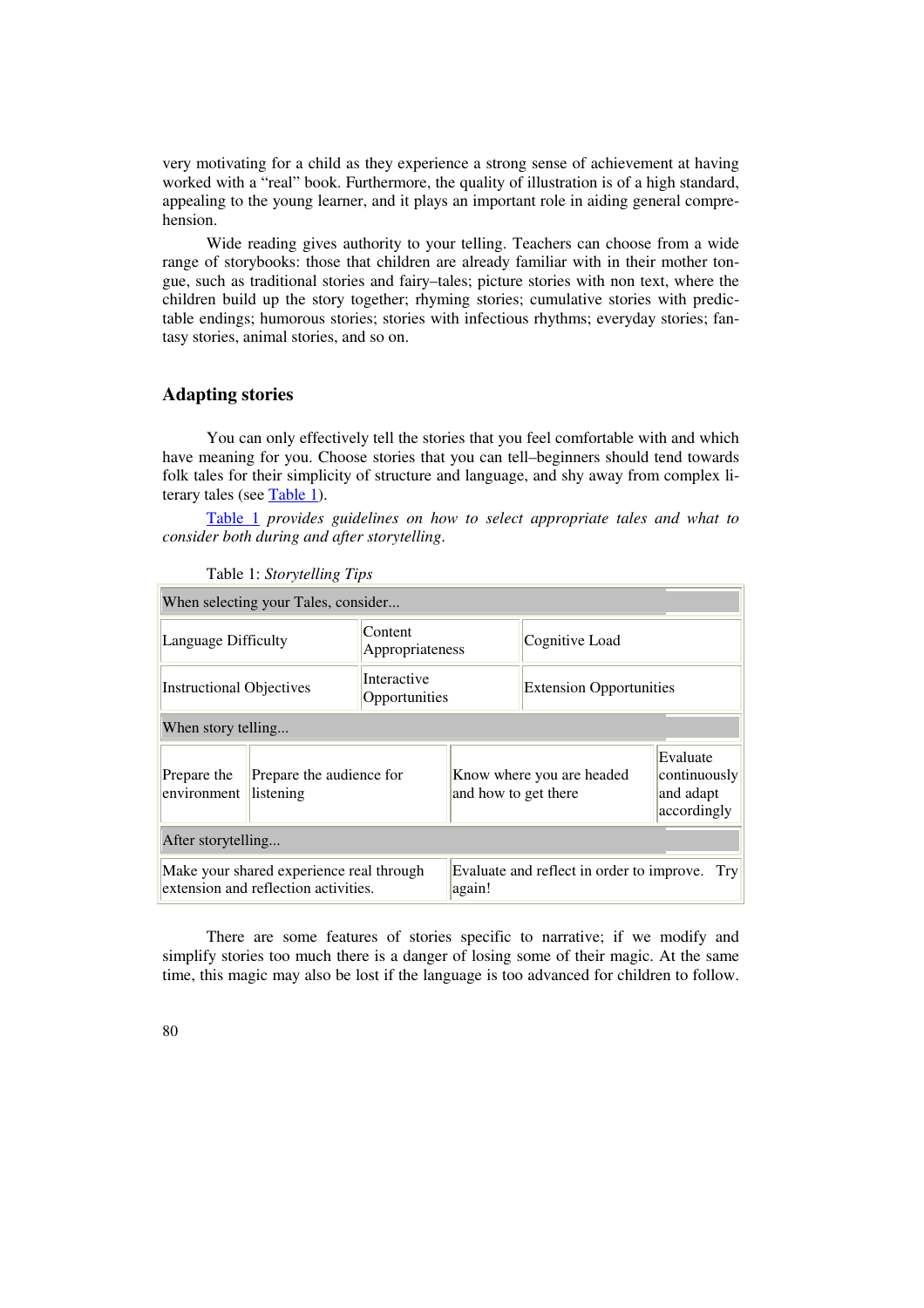very motivating for a child as they experience a strong sense of achievement at having worked with a "real" book. Furthermore, the quality of illustration is of a high standard, appealing to the young learner, and it plays an important role in aiding general comprehension.

Wide reading gives authority to your telling. Teachers can choose from a wide range of storybooks: those that children are already familiar with in their mother tongue, such as traditional stories and fairy–tales; picture stories with non text, where the children build up the story together; rhyming stories; cumulative stories with predictable endings; humorous stories; stories with infectious rhythms; everyday stories; fantasy stories, animal stories, and so on.

## Adapting stories

You can only effectively tell the stories that you feel comfortable with and which have meaning for you. Choose stories that you can tell–beginners should tend towards folk tales for their simplicity of structure and language, and shy away from complex literary tales (see Table 1).

Table 1 *provides guidelines on how to select appropriate tales and what to consider both during and after storytelling.*

Table 1: *Storytelling Tips*

| When selecting your Tales, consider... | | | |
|---|---|---|---|
| Language Difficulty | Content Appropriateness | Cognitive Load | |
| Instructional Objectives | Interactive Opportunities | Extension Opportunities | |
| **When story telling...** | | | |
| Prepare the environment | Prepare the audience for listening | Know where you are headed and how to get there | Evaluate continuously and adapt accordingly |
| **After storytelling...** | | | |
| Make your shared experience real through extension and reflection activities. | | Evaluate and reflect in order to improve. Try again! | |

There are some features of stories specific to narrative; if we modify and simplify stories too much there is a danger of losing some of their magic. At the same time, this magic may also be lost if the language is too advanced for children to follow.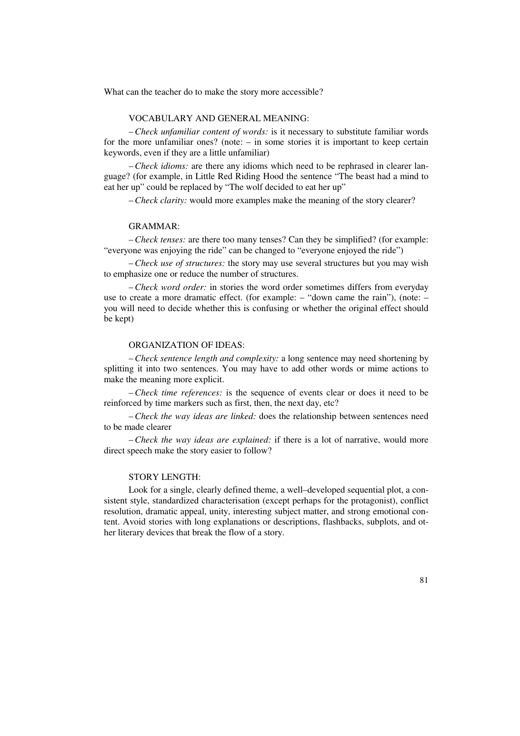What can the teacher do to make the story more accessible?

VOCABULARY AND GENERAL MEANING:

– *Check unfamiliar content of words:* is it necessary to substitute familiar words for the more unfamiliar ones? (note: – in some stories it is important to keep certain keywords, even if they are a little unfamiliar)

– *Check idioms:* are there any idioms which need to be rephrased in clearer language? (for example, in Little Red Riding Hood the sentence "The beast had a mind to eat her up" could be replaced by "The wolf decided to eat her up"

– *Check clarity:* would more examples make the meaning of the story clearer?

GRAMMAR:

– *Check tenses:* are there too many tenses? Can they be simplified? (for example: "everyone was enjoying the ride" can be changed to "everyone enjoyed the ride")

– *Check use of structures:* the story may use several structures but you may wish to emphasize one or reduce the number of structures.

– *Check word order:* in stories the word order sometimes differs from everyday use to create a more dramatic effect. (for example: – "down came the rain"), (note: – you will need to decide whether this is confusing or whether the original effect should be kept)

ORGANIZATION OF IDEAS:

– *Check sentence length and complexity:* a long sentence may need shortening by splitting it into two sentences. You may have to add other words or mime actions to make the meaning more explicit.

– *Check time references:* is the sequence of events clear or does it need to be reinforced by time markers such as first, then, the next day, etc?

– *Check the way ideas are linked:* does the relationship between sentences need to be made clearer

– *Check the way ideas are explained:* if there is a lot of narrative, would more direct speech make the story easier to follow?

STORY LENGTH:

Look for a single, clearly defined theme, a well–developed sequential plot, a consistent style, standardized characterisation (except perhaps for the protagonist), conflict resolution, dramatic appeal, unity, interesting subject matter, and strong emotional content. Avoid stories with long explanations or descriptions, flashbacks, subplots, and other literary devices that break the flow of a story.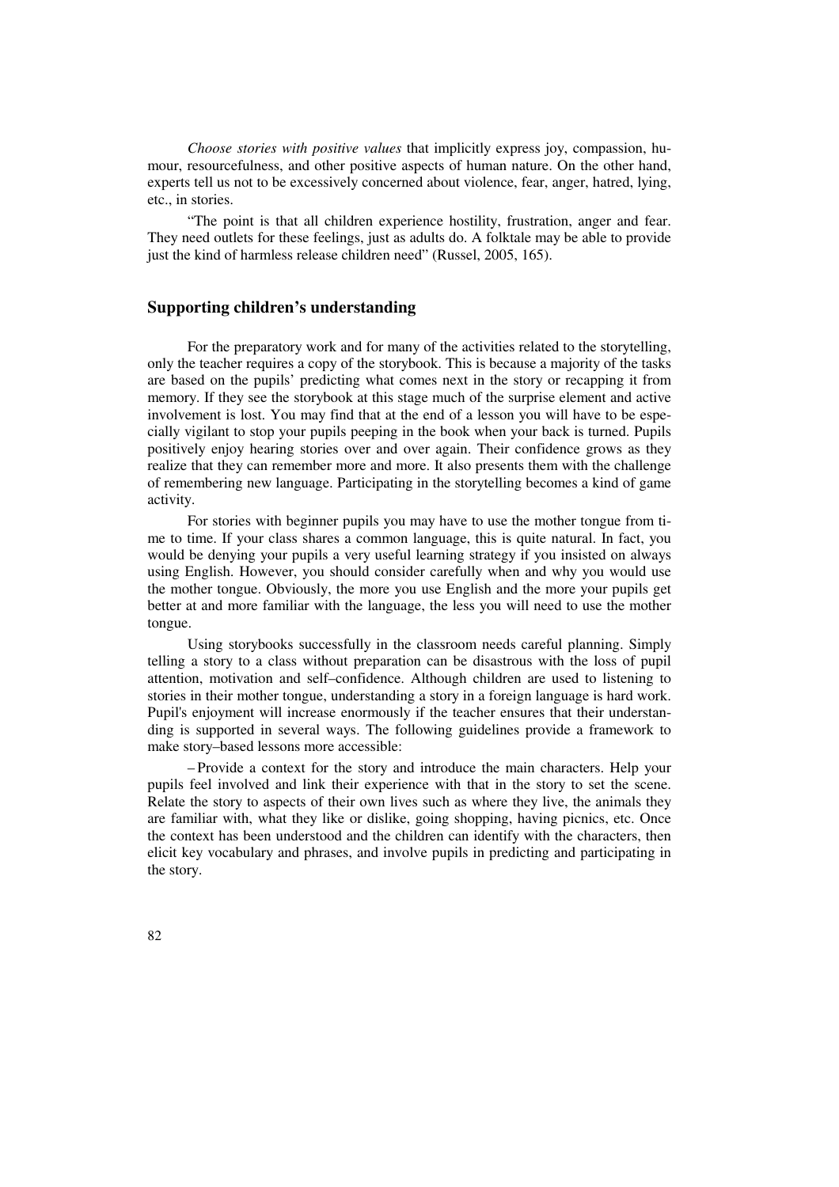*Choose stories with positive values* that implicitly express joy, compassion, humour, resourcefulness, and other positive aspects of human nature. On the other hand, experts tell us not to be excessively concerned about violence, fear, anger, hatred, lying, etc., in stories.

"The point is that all children experience hostility, frustration, anger and fear. They need outlets for these feelings, just as adults do. A folktale may be able to provide just the kind of harmless release children need" (Russel, 2005, 165).

## Supporting children's understanding

For the preparatory work and for many of the activities related to the storytelling, only the teacher requires a copy of the storybook. This is because a majority of the tasks are based on the pupils' predicting what comes next in the story or recapping it from memory. If they see the storybook at this stage much of the surprise element and active involvement is lost. You may find that at the end of a lesson you will have to be especially vigilant to stop your pupils peeping in the book when your back is turned. Pupils positively enjoy hearing stories over and over again. Their confidence grows as they realize that they can remember more and more. It also presents them with the challenge of remembering new language. Participating in the storytelling becomes a kind of game activity.

For stories with beginner pupils you may have to use the mother tongue from time to time. If your class shares a common language, this is quite natural. In fact, you would be denying your pupils a very useful learning strategy if you insisted on always using English. However, you should consider carefully when and why you would use the mother tongue. Obviously, the more you use English and the more your pupils get better at and more familiar with the language, the less you will need to use the mother tongue.

Using storybooks successfully in the classroom needs careful planning. Simply telling a story to a class without preparation can be disastrous with the loss of pupil attention, motivation and self–confidence. Although children are used to listening to stories in their mother tongue, understanding a story in a foreign language is hard work. Pupil's enjoyment will increase enormously if the teacher ensures that their understanding is supported in several ways. The following guidelines provide a framework to make story–based lessons more accessible:

– Provide a context for the story and introduce the main characters. Help your pupils feel involved and link their experience with that in the story to set the scene. Relate the story to aspects of their own lives such as where they live, the animals they are familiar with, what they like or dislike, going shopping, having picnics, etc. Once the context has been understood and the children can identify with the characters, then elicit key vocabulary and phrases, and involve pupils in predicting and participating in the story.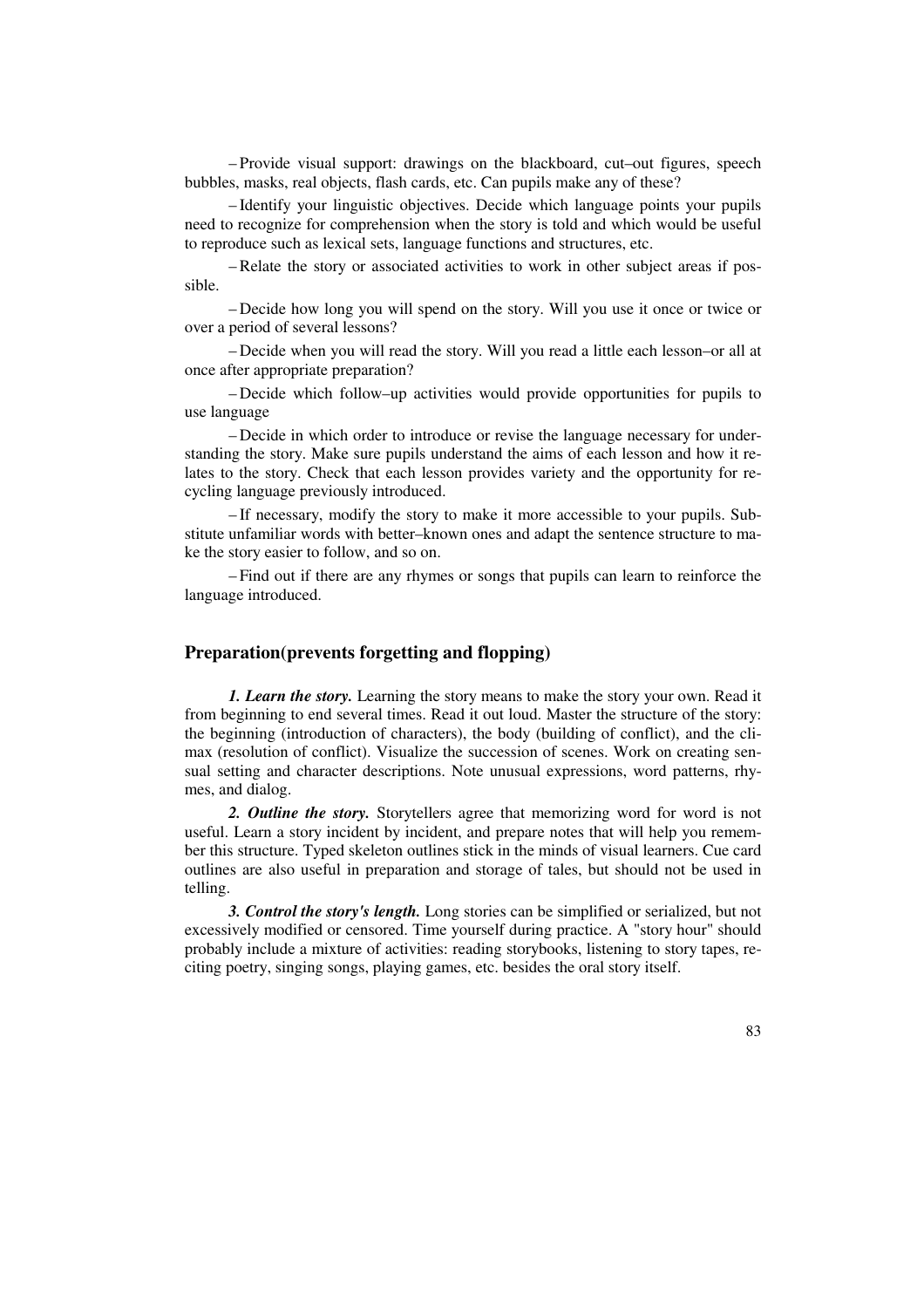– Provide visual support: drawings on the blackboard, cut–out figures, speech bubbles, masks, real objects, flash cards, etc. Can pupils make any of these?

– Identify your linguistic objectives. Decide which language points your pupils need to recognize for comprehension when the story is told and which would be useful to reproduce such as lexical sets, language functions and structures, etc.

– Relate the story or associated activities to work in other subject areas if possible.

– Decide how long you will spend on the story. Will you use it once or twice or over a period of several lessons?

– Decide when you will read the story. Will you read a little each lesson–or all at once after appropriate preparation?

– Decide which follow–up activities would provide opportunities for pupils to use language

– Decide in which order to introduce or revise the language necessary for understanding the story. Make sure pupils understand the aims of each lesson and how it relates to the story. Check that each lesson provides variety and the opportunity for recycling language previously introduced.

– If necessary, modify the story to make it more accessible to your pupils. Substitute unfamiliar words with better–known ones and adapt the sentence structure to make the story easier to follow, and so on.

– Find out if there are any rhymes or songs that pupils can learn to reinforce the language introduced.

## Preparation(prevents forgetting and flopping)

***1. Learn the story.*** Learning the story means to make the story your own. Read it from beginning to end several times. Read it out loud. Master the structure of the story: the beginning (introduction of characters), the body (building of conflict), and the climax (resolution of conflict). Visualize the succession of scenes. Work on creating sensual setting and character descriptions. Note unusual expressions, word patterns, rhymes, and dialog.

***2. Outline the story.*** Storytellers agree that memorizing word for word is not useful. Learn a story incident by incident, and prepare notes that will help you remember this structure. Typed skeleton outlines stick in the minds of visual learners. Cue card outlines are also useful in preparation and storage of tales, but should not be used in telling.

***3. Control the story's length.*** Long stories can be simplified or serialized, but not excessively modified or censored. Time yourself during practice. A "story hour" should probably include a mixture of activities: reading storybooks, listening to story tapes, reciting poetry, singing songs, playing games, etc. besides the oral story itself.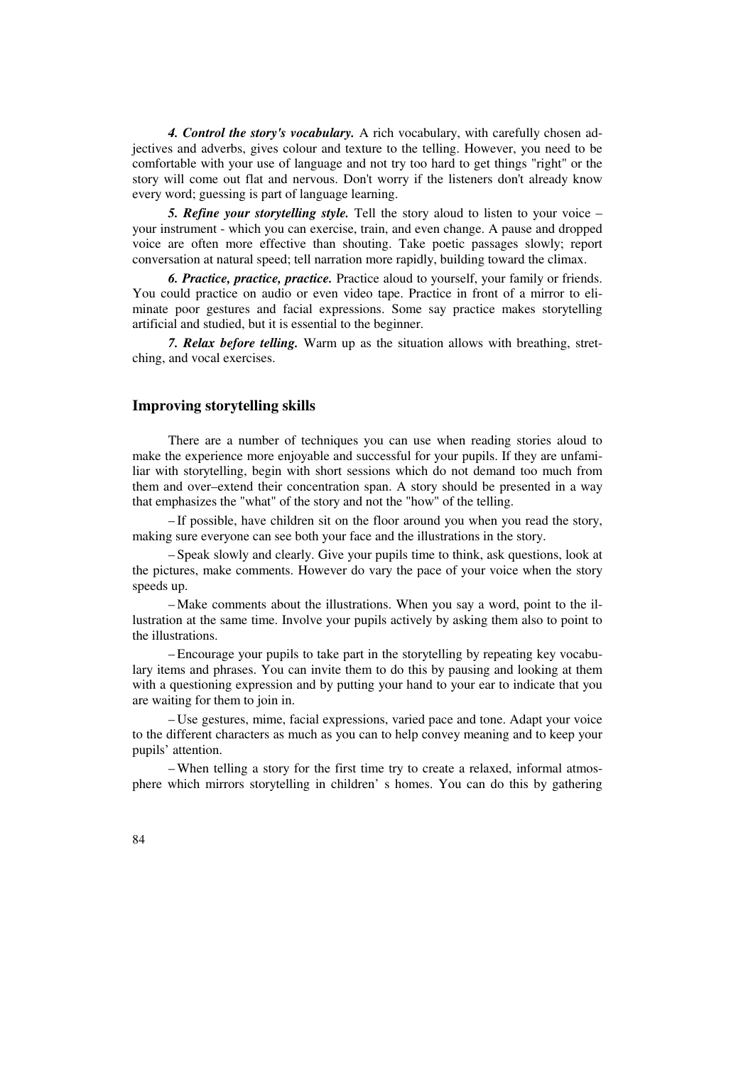***4. Control the story's vocabulary.*** A rich vocabulary, with carefully chosen adjectives and adverbs, gives colour and texture to the telling. However, you need to be comfortable with your use of language and not try too hard to get things "right" or the story will come out flat and nervous. Don't worry if the listeners don't already know every word; guessing is part of language learning.

***5. Refine your storytelling style.*** Tell the story aloud to listen to your voice – your instrument - which you can exercise, train, and even change. A pause and dropped voice are often more effective than shouting. Take poetic passages slowly; report conversation at natural speed; tell narration more rapidly, building toward the climax.

***6. Practice, practice, practice.*** Practice aloud to yourself, your family or friends. You could practice on audio or even video tape. Practice in front of a mirror to eliminate poor gestures and facial expressions. Some say practice makes storytelling artificial and studied, but it is essential to the beginner.

***7. Relax before telling.*** Warm up as the situation allows with breathing, stretching, and vocal exercises.

## Improving storytelling skills

There are a number of techniques you can use when reading stories aloud to make the experience more enjoyable and successful for your pupils. If they are unfamiliar with storytelling, begin with short sessions which do not demand too much from them and over–extend their concentration span. A story should be presented in a way that emphasizes the "what" of the story and not the "how" of the telling.

– If possible, have children sit on the floor around you when you read the story, making sure everyone can see both your face and the illustrations in the story.

– Speak slowly and clearly. Give your pupils time to think, ask questions, look at the pictures, make comments. However do vary the pace of your voice when the story speeds up.

– Make comments about the illustrations. When you say a word, point to the illustration at the same time. Involve your pupils actively by asking them also to point to the illustrations.

– Encourage your pupils to take part in the storytelling by repeating key vocabulary items and phrases. You can invite them to do this by pausing and looking at them with a questioning expression and by putting your hand to your ear to indicate that you are waiting for them to join in.

– Use gestures, mime, facial expressions, varied pace and tone. Adapt your voice to the different characters as much as you can to help convey meaning and to keep your pupils' attention.

– When telling a story for the first time try to create a relaxed, informal atmosphere which mirrors storytelling in children' s homes. You can do this by gathering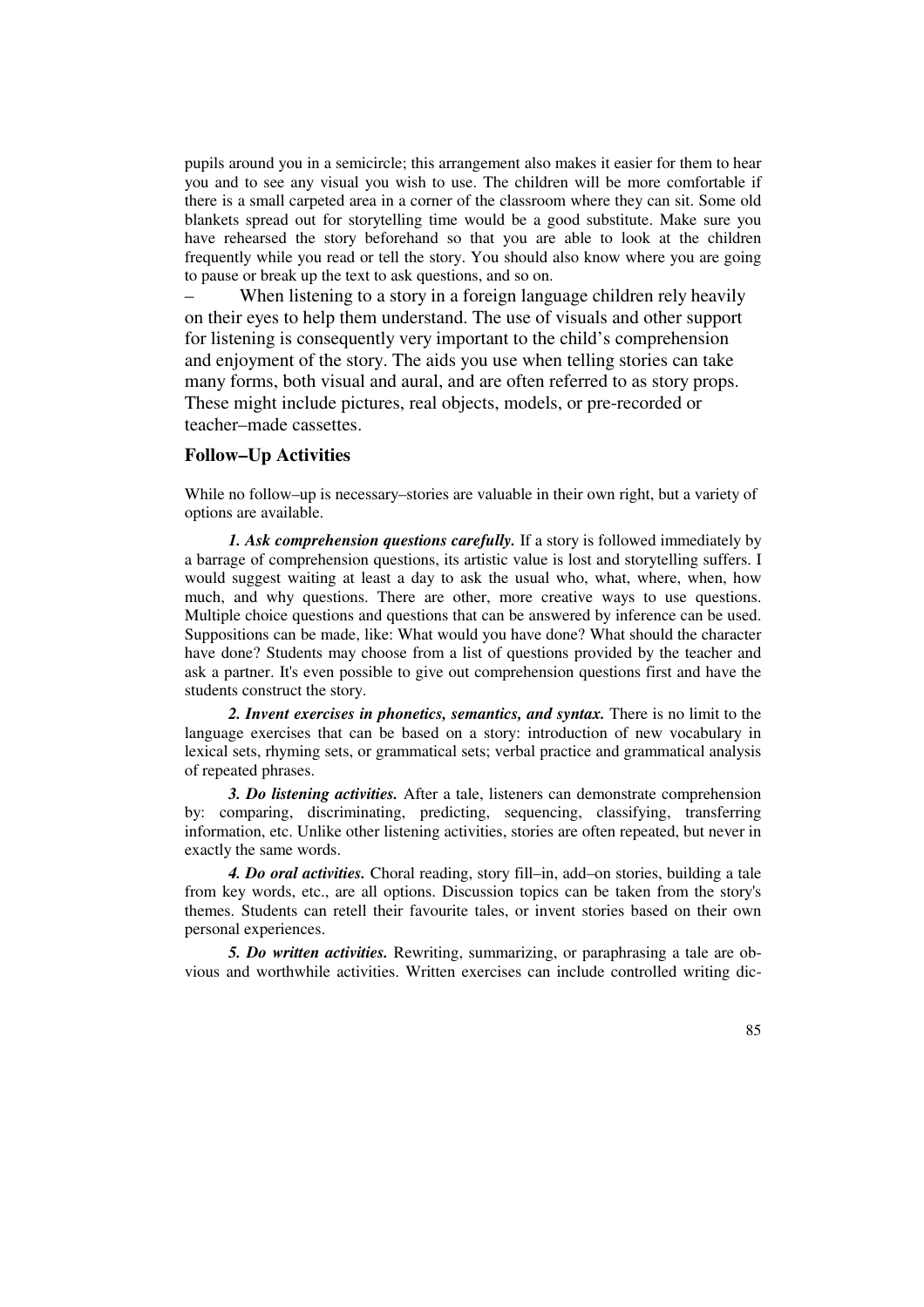pupils around you in a semicircle; this arrangement also makes it easier for them to hear you and to see any visual you wish to use. The children will be more comfortable if there is a small carpeted area in a corner of the classroom where they can sit. Some old blankets spread out for storytelling time would be a good substitute. Make sure you have rehearsed the story beforehand so that you are able to look at the children frequently while you read or tell the story. You should also know where you are going to pause or break up the text to ask questions, and so on.

– When listening to a story in a foreign language children rely heavily on their eyes to help them understand. The use of visuals and other support for listening is consequently very important to the child's comprehension and enjoyment of the story. The aids you use when telling stories can take many forms, both visual and aural, and are often referred to as story props. These might include pictures, real objects, models, or pre-recorded or teacher–made cassettes.

### Follow–Up Activities

While no follow–up is necessary–stories are valuable in their own right, but a variety of options are available.

***1. Ask comprehension questions carefully.*** If a story is followed immediately by a barrage of comprehension questions, its artistic value is lost and storytelling suffers. I would suggest waiting at least a day to ask the usual who, what, where, when, how much, and why questions. There are other, more creative ways to use questions. Multiple choice questions and questions that can be answered by inference can be used. Suppositions can be made, like: What would you have done? What should the character have done? Students may choose from a list of questions provided by the teacher and ask a partner. It's even possible to give out comprehension questions first and have the students construct the story.

***2. Invent exercises in phonetics, semantics, and syntax.*** There is no limit to the language exercises that can be based on a story: introduction of new vocabulary in lexical sets, rhyming sets, or grammatical sets; verbal practice and grammatical analysis of repeated phrases.

***3. Do listening activities.*** After a tale, listeners can demonstrate comprehension by: comparing, discriminating, predicting, sequencing, classifying, transferring information, etc. Unlike other listening activities, stories are often repeated, but never in exactly the same words.

***4. Do oral activities.*** Choral reading, story fill–in, add–on stories, building a tale from key words, etc., are all options. Discussion topics can be taken from the story's themes. Students can retell their favourite tales, or invent stories based on their own personal experiences.

***5. Do written activities.*** Rewriting, summarizing, or paraphrasing a tale are obvious and worthwhile activities. Written exercises can include controlled writing dic-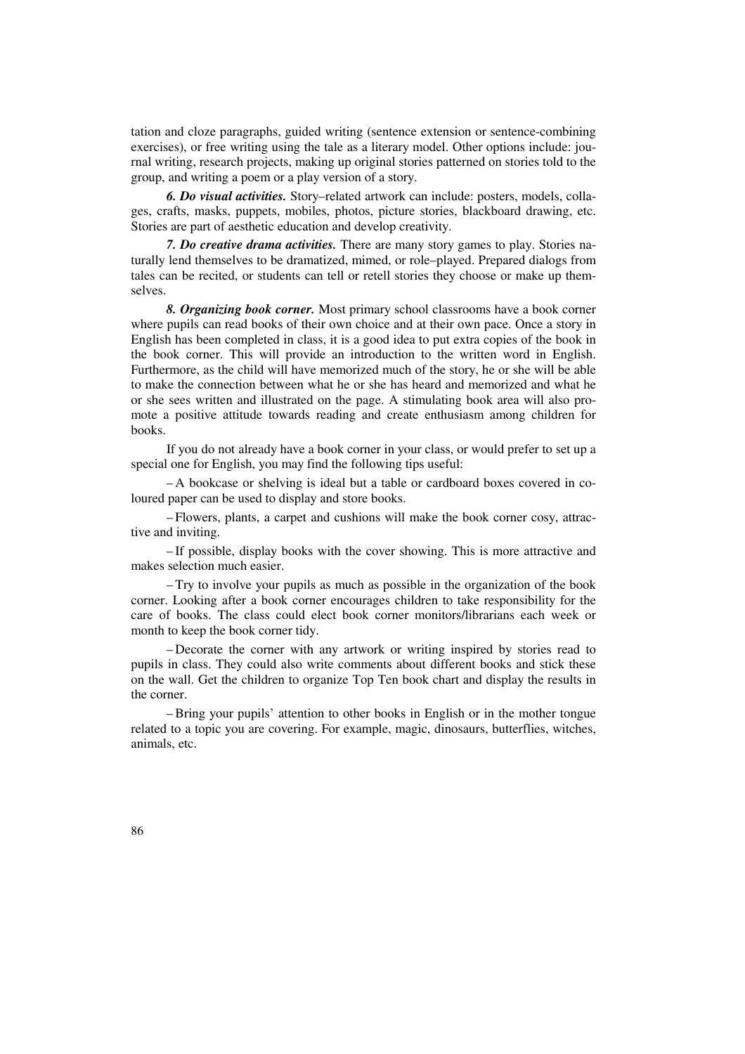tation and cloze paragraphs, guided writing (sentence extension or sentence-combining exercises), or free writing using the tale as a literary model. Other options include: journal writing, research projects, making up original stories patterned on stories told to the group, and writing a poem or a play version of a story.

***6. Do visual activities.*** Story–related artwork can include: posters, models, collages, crafts, masks, puppets, mobiles, photos, picture stories, blackboard drawing, etc. Stories are part of aesthetic education and develop creativity.

***7. Do creative drama activities.*** There are many story games to play. Stories naturally lend themselves to be dramatized, mimed, or role–played. Prepared dialogs from tales can be recited, or students can tell or retell stories they choose or make up themselves.

***8. Organizing book corner.*** Most primary school classrooms have a book corner where pupils can read books of their own choice and at their own pace. Once a story in English has been completed in class, it is a good idea to put extra copies of the book in the book corner. This will provide an introduction to the written word in English. Furthermore, as the child will have memorized much of the story, he or she will be able to make the connection between what he or she has heard and memorized and what he or she sees written and illustrated on the page. A stimulating book area will also promote a positive attitude towards reading and create enthusiasm among children for books.

If you do not already have a book corner in your class, or would prefer to set up a special one for English, you may find the following tips useful:

– A bookcase or shelving is ideal but a table or cardboard boxes covered in coloured paper can be used to display and store books.

– Flowers, plants, a carpet and cushions will make the book corner cosy, attractive and inviting.

– If possible, display books with the cover showing. This is more attractive and makes selection much easier.

– Try to involve your pupils as much as possible in the organization of the book corner. Looking after a book corner encourages children to take responsibility for the care of books. The class could elect book corner monitors/librarians each week or month to keep the book corner tidy.

– Decorate the corner with any artwork or writing inspired by stories read to pupils in class. They could also write comments about different books and stick these on the wall. Get the children to organize Top Ten book chart and display the results in the corner.

– Bring your pupils' attention to other books in English or in the mother tongue related to a topic you are covering. For example, magic, dinosaurs, butterflies, witches, animals, etc.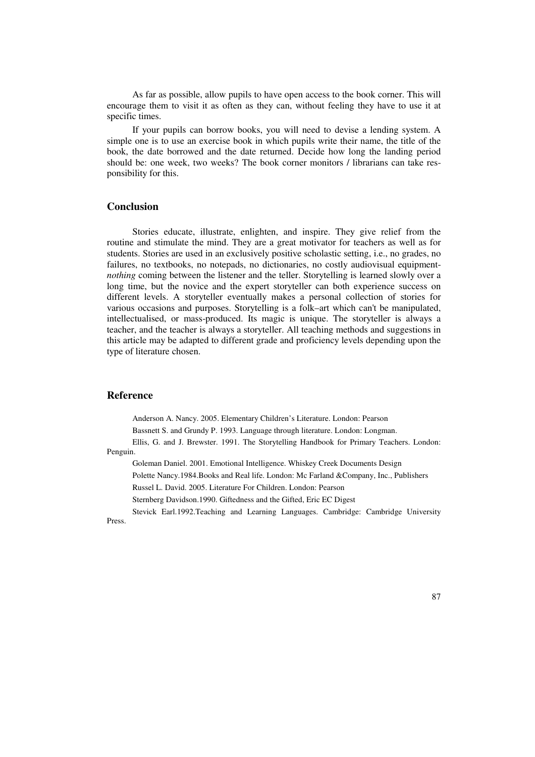As far as possible, allow pupils to have open access to the book corner. This will encourage them to visit it as often as they can, without feeling they have to use it at specific times.

If your pupils can borrow books, you will need to devise a lending system. A simple one is to use an exercise book in which pupils write their name, the title of the book, the date borrowed and the date returned. Decide how long the landing period should be: one week, two weeks? The book corner monitors / librarians can take responsibility for this.

## Conclusion

Stories educate, illustrate, enlighten, and inspire. They give relief from the routine and stimulate the mind. They are a great motivator for teachers as well as for students. Stories are used in an exclusively positive scholastic setting, i.e., no grades, no failures, no textbooks, no notepads, no dictionaries, no costly audiovisual equipment-*nothing* coming between the listener and the teller. Storytelling is learned slowly over a long time, but the novice and the expert storyteller can both experience success on different levels. A storyteller eventually makes a personal collection of stories for various occasions and purposes. Storytelling is a folk–art which can't be manipulated, intellectualised, or mass-produced. Its magic is unique. The storyteller is always a teacher, and the teacher is always a storyteller. All teaching methods and suggestions in this article may be adapted to different grade and proficiency levels depending upon the type of literature chosen.

## Reference

Anderson A. Nancy. 2005. Elementary Children's Literature. London: Pearson

Bassnett S. and Grundy P. 1993. Language through literature. London: Longman.

Ellis, G. and J. Brewster. 1991. The Storytelling Handbook for Primary Teachers. London: Penguin.

Goleman Daniel. 2001. Emotional Intelligence. Whiskey Creek Documents Design

Polette Nancy.1984.Books and Real life. London: Mc Farland &Company, Inc., Publishers

Russel L. David. 2005. Literature For Children. London: Pearson

Sternberg Davidson.1990. Giftedness and the Gifted, Eric EC Digest

Stevick Earl.1992.Teaching and Learning Languages. Cambridge: Cambridge University Press.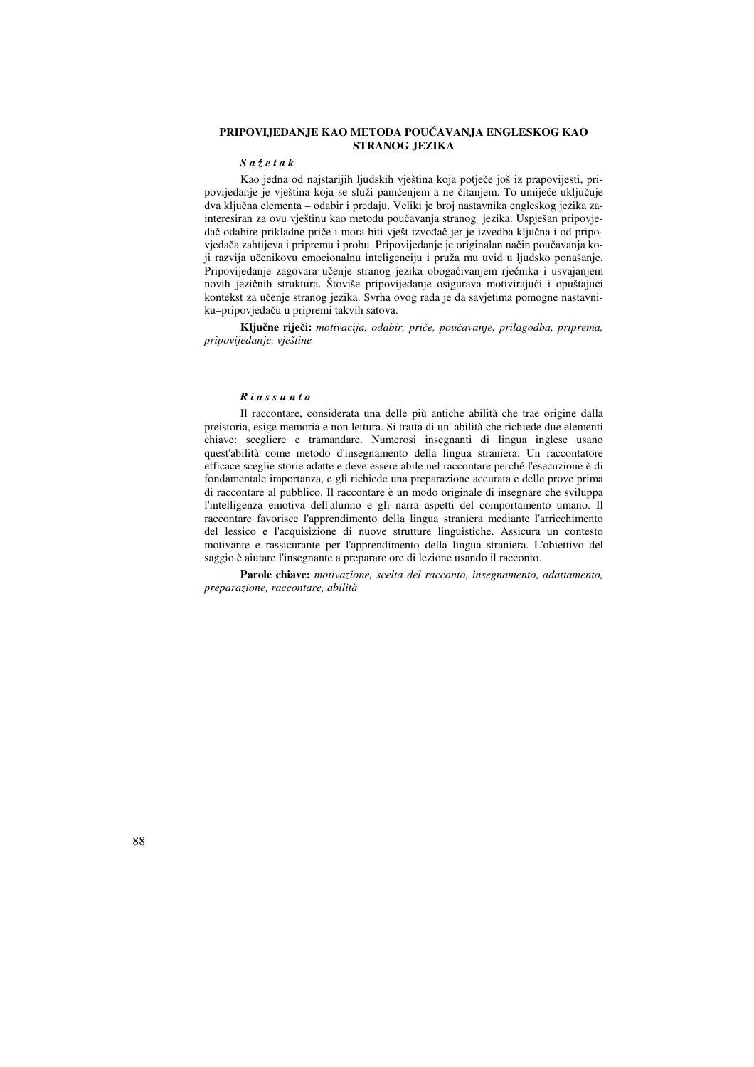## PRIPOVIJEDANJE KAO METODA POUČAVANJA ENGLESKOG KAO STRANOG JEZIKA

### *S a ž e t a k*

Kao jedna od najstarijih ljudskih vještina koja potječe još iz prapovijesti, pripovijedanje je vještina koja se služi pamćenjem a ne čitanjem. To umijeće uključuje dva ključna elementa – odabir i predaju. Veliki je broj nastavnika engleskog jezika zainteresiran za ovu vještinu kao metodu poučavanja stranog jezika. Uspješan pripovjedač odabire prikladne priče i mora biti vješt izvođač jer je izvedba ključna i od pripovjedača zahtijeva i pripremu i probu. Pripovijedanje je originalan način poučavanja koji razvija učenikovu emocionalnu inteligenciju i pruža mu uvid u ljudsko ponašanje. Pripovijedanje zagovara učenje stranog jezika obogaćivanjem rječnika i usvajanjem novih jezičnih struktura. Štoviše pripovijedanje osigurava motivirajući i opuštajući kontekst za učenje stranog jezika. Svrha ovog rada je da savjetima pomogne nastavniku–pripovjedaču u pripremi takvih satova.

**Ključne riječi:** *motivacija, odabir, priče, poučavanje, prilagodba, priprema, pripovijedanje, vještine*

### *R i a s s u n t o*

Il raccontare, considerata una delle più antiche abilità che trae origine dalla preistoria, esige memoria e non lettura. Si tratta di un' abilità che richiede due elementi chiave: scegliere e tramandare. Numerosi insegnanti di lingua inglese usano quest'abilità come metodo d'insegnamento della lingua straniera. Un raccontatore efficace sceglie storie adatte e deve essere abile nel raccontare perché l'esecuzione è di fondamentale importanza, e gli richiede una preparazione accurata e delle prove prima di raccontare al pubblico. Il raccontare è un modo originale di insegnare che sviluppa l'intelligenza emotiva dell'alunno e gli narra aspetti del comportamento umano. Il raccontare favorisce l'apprendimento della lingua straniera mediante l'arricchimento del lessico e l'acquisizione di nuove strutture linguistiche. Assicura un contesto motivante e rassicurante per l'apprendimento della lingua straniera. L'obiettivo del saggio è aiutare l'insegnante a preparare ore di lezione usando il racconto.

**Parole chiave:** *motivazione, scelta del racconto, insegnamento, adattamento, preparazione, raccontare, abilità*